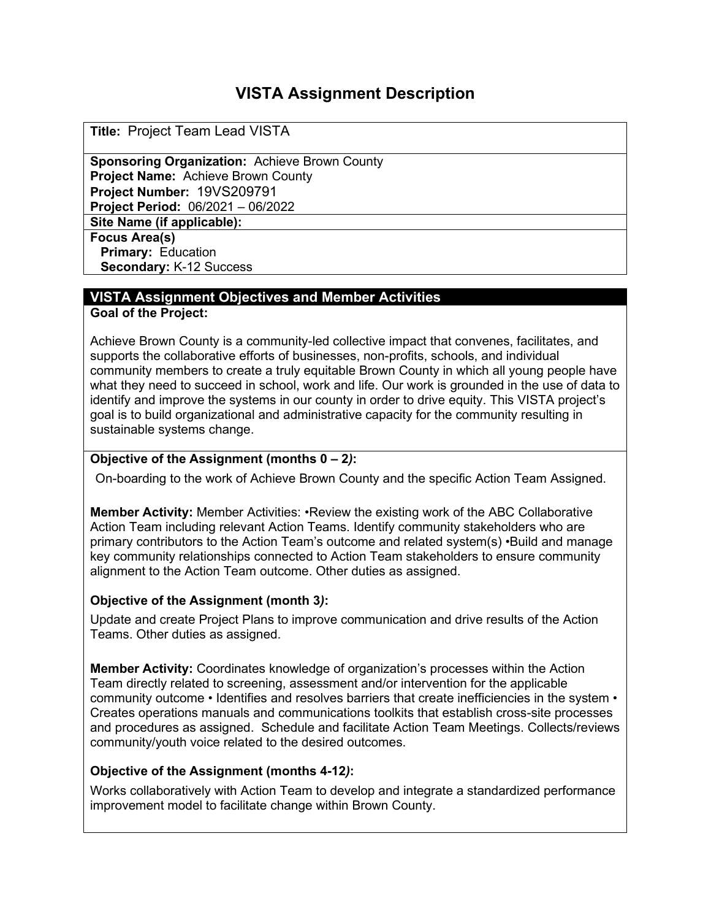# VISTA Assignment Description

**Title:** Project Team Lead VISTA

**Sponsoring Organization:** Achieve Brown County
**Project Name:** Achieve Brown County
**Project Number:** 19VS209791
**Project Period:** 06/2021 – 06/2022

**Site Name (if applicable):**

**Focus Area(s)**
**Primary:** Education
**Secondary:** K-12 Success

## VISTA Assignment Objectives and Member Activities

**Goal of the Project:**

Achieve Brown County is a community-led collective impact that convenes, facilitates, and supports the collaborative efforts of businesses, non-profits, schools, and individual community members to create a truly equitable Brown County in which all young people have what they need to succeed in school, work and life. Our work is grounded in the use of data to identify and improve the systems in our county in order to drive equity. This VISTA project's goal is to build organizational and administrative capacity for the community resulting in sustainable systems change.

**Objective of the Assignment (months 0 – 2*)*:**

On-boarding to the work of Achieve Brown County and the specific Action Team Assigned.

**Member Activity:** Member Activities: •Review the existing work of the ABC Collaborative Action Team including relevant Action Teams. Identify community stakeholders who are primary contributors to the Action Team's outcome and related system(s) •Build and manage key community relationships connected to Action Team stakeholders to ensure community alignment to the Action Team outcome. Other duties as assigned.

**Objective of the Assignment (month 3*)*:**

Update and create Project Plans to improve communication and drive results of the Action Teams. Other duties as assigned.

**Member Activity:** Coordinates knowledge of organization's processes within the Action Team directly related to screening, assessment and/or intervention for the applicable community outcome • Identifies and resolves barriers that create inefficiencies in the system • Creates operations manuals and communications toolkits that establish cross-site processes and procedures as assigned. Schedule and facilitate Action Team Meetings. Collects/reviews community/youth voice related to the desired outcomes.

**Objective of the Assignment (months 4-12*)*:**

Works collaboratively with Action Team to develop and integrate a standardized performance improvement model to facilitate change within Brown County.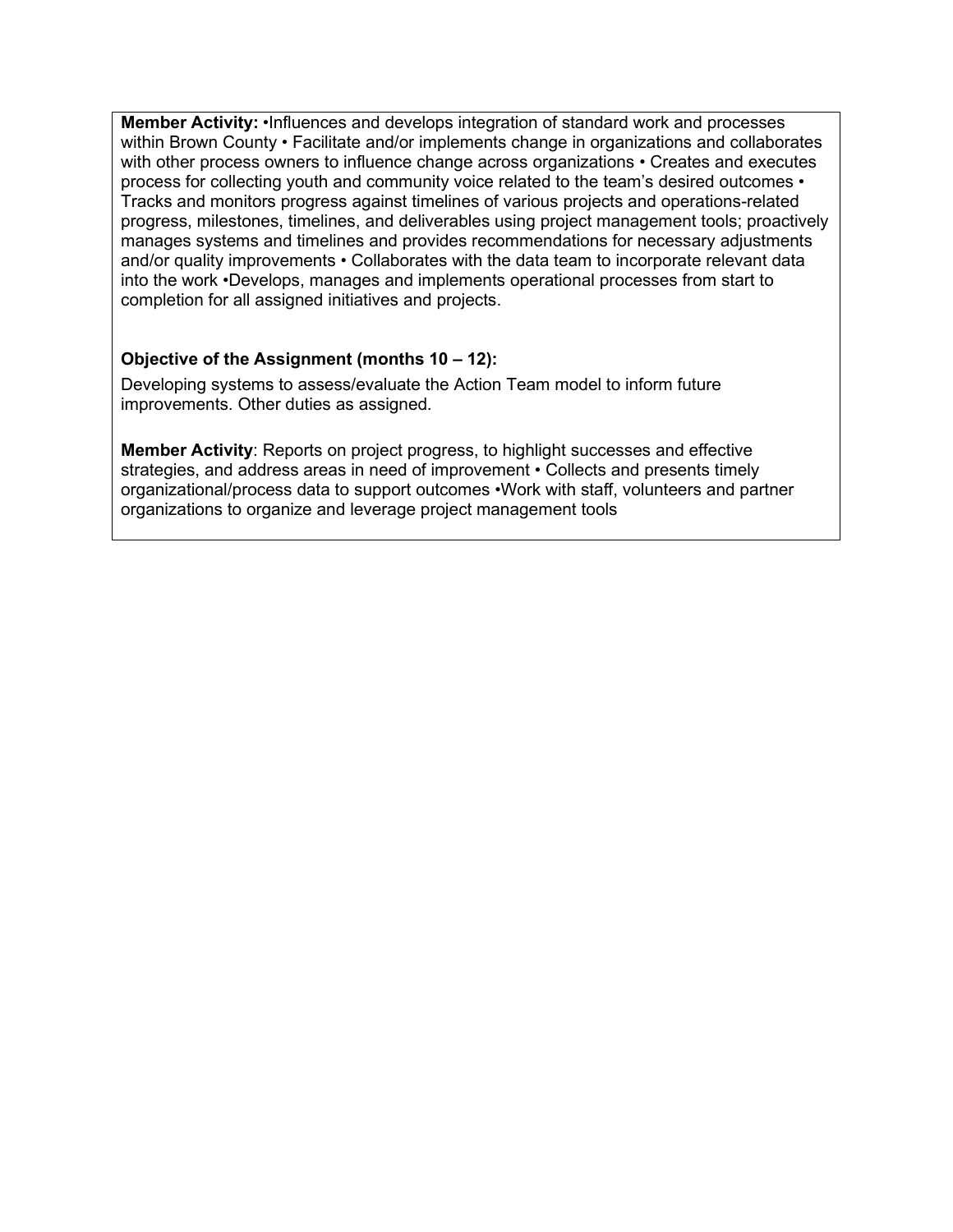**Member Activity:** •Influences and develops integration of standard work and processes within Brown County • Facilitate and/or implements change in organizations and collaborates with other process owners to influence change across organizations • Creates and executes process for collecting youth and community voice related to the team's desired outcomes • Tracks and monitors progress against timelines of various projects and operations-related progress, milestones, timelines, and deliverables using project management tools; proactively manages systems and timelines and provides recommendations for necessary adjustments and/or quality improvements • Collaborates with the data team to incorporate relevant data into the work •Develops, manages and implements operational processes from start to completion for all assigned initiatives and projects.

**Objective of the Assignment (months 10 – 12):**

Developing systems to assess/evaluate the Action Team model to inform future improvements. Other duties as assigned.

**Member Activity**: Reports on project progress, to highlight successes and effective strategies, and address areas in need of improvement • Collects and presents timely organizational/process data to support outcomes •Work with staff, volunteers and partner organizations to organize and leverage project management tools